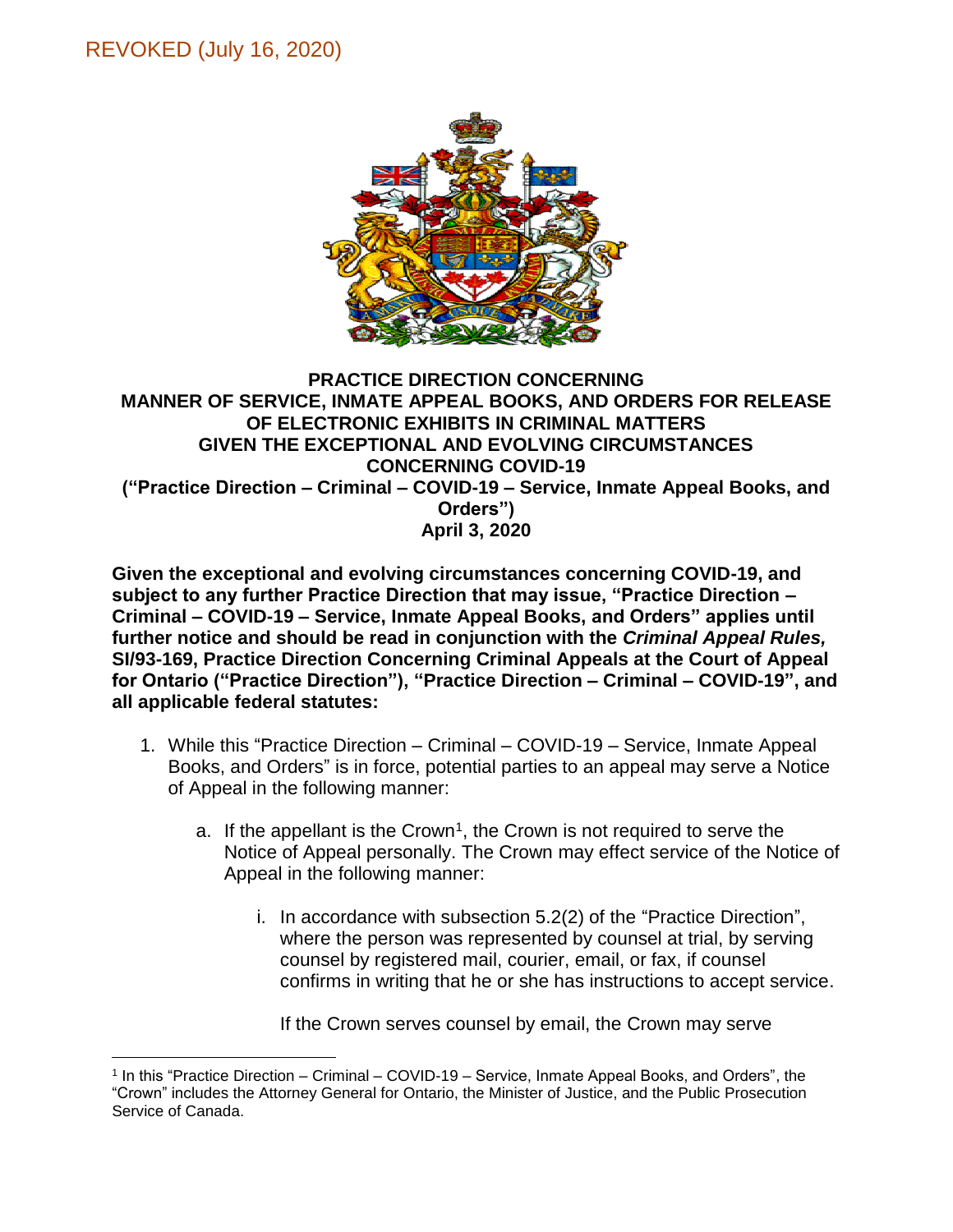REVOKED (July 16, 2020)

**PRACTICE DIRECTION CONCERNING MANNER OF SERVICE, INMATE APPEAL BOOKS, AND ORDERS FOR RELEASE OF ELECTRONIC EXHIBITS IN CRIMINAL MATTERS GIVEN THE EXCEPTIONAL AND EVOLVING CIRCUMSTANCES CONCERNING COVID-19 ("Practice Direction – Criminal – COVID-19 – Service, Inmate Appeal Books, and Orders") April 3, 2020**

**Given the exceptional and evolving circumstances concerning COVID-19, and subject to any further Practice Direction that may issue, "Practice Direction – Criminal – COVID-19 – Service, Inmate Appeal Books, and Orders" applies until further notice and should be read in conjunction with the *Criminal Appeal Rules,* SI/93-169, Practice Direction Concerning Criminal Appeals at the Court of Appeal for Ontario ("Practice Direction"), "Practice Direction – Criminal – COVID-19", and all applicable federal statutes:**

1. While this "Practice Direction – Criminal – COVID-19 – Service, Inmate Appeal Books, and Orders" is in force, potential parties to an appeal may serve a Notice of Appeal in the following manner:

   a. If the appellant is the Crown[1], the Crown is not required to serve the Notice of Appeal personally. The Crown may effect service of the Notice of Appeal in the following manner:

      i. In accordance with subsection 5.2(2) of the "Practice Direction", where the person was represented by counsel at trial, by serving counsel by registered mail, courier, email, or fax, if counsel confirms in writing that he or she has instructions to accept service.

         If the Crown serves counsel by email, the Crown may serve

[1] In this "Practice Direction – Criminal – COVID-19 – Service, Inmate Appeal Books, and Orders", the "Crown" includes the Attorney General for Ontario, the Minister of Justice, and the Public Prosecution Service of Canada.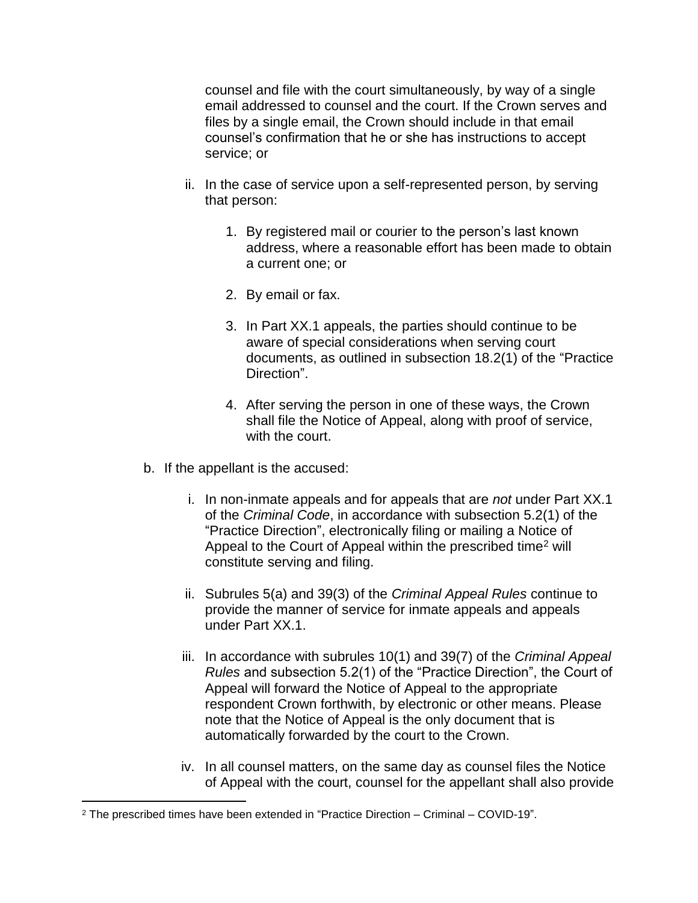counsel and file with the court simultaneously, by way of a single email addressed to counsel and the court. If the Crown serves and files by a single email, the Crown should include in that email counsel's confirmation that he or she has instructions to accept service; or

ii. In the case of service upon a self-represented person, by serving that person:

    1. By registered mail or courier to the person's last known address, where a reasonable effort has been made to obtain a current one; or

    2. By email or fax.

    3. In Part XX.1 appeals, the parties should continue to be aware of special considerations when serving court documents, as outlined in subsection 18.2(1) of the "Practice Direction".

    4. After serving the person in one of these ways, the Crown shall file the Notice of Appeal, along with proof of service, with the court.

b. If the appellant is the accused:

    i. In non-inmate appeals and for appeals that are *not* under Part XX.1 of the *Criminal Code*, in accordance with subsection 5.2(1) of the "Practice Direction", electronically filing or mailing a Notice of Appeal to the Court of Appeal within the prescribed time[2] will constitute serving and filing.

    ii. Subrules 5(a) and 39(3) of the *Criminal Appeal Rules* continue to provide the manner of service for inmate appeals and appeals under Part XX.1.

    iii. In accordance with subrules 10(1) and 39(7) of the *Criminal Appeal Rules* and subsection 5.2(1) of the "Practice Direction", the Court of Appeal will forward the Notice of Appeal to the appropriate respondent Crown forthwith, by electronic or other means. Please note that the Notice of Appeal is the only document that is automatically forwarded by the court to the Crown.

    iv. In all counsel matters, on the same day as counsel files the Notice of Appeal with the court, counsel for the appellant shall also provide

[2] The prescribed times have been extended in "Practice Direction – Criminal – COVID-19".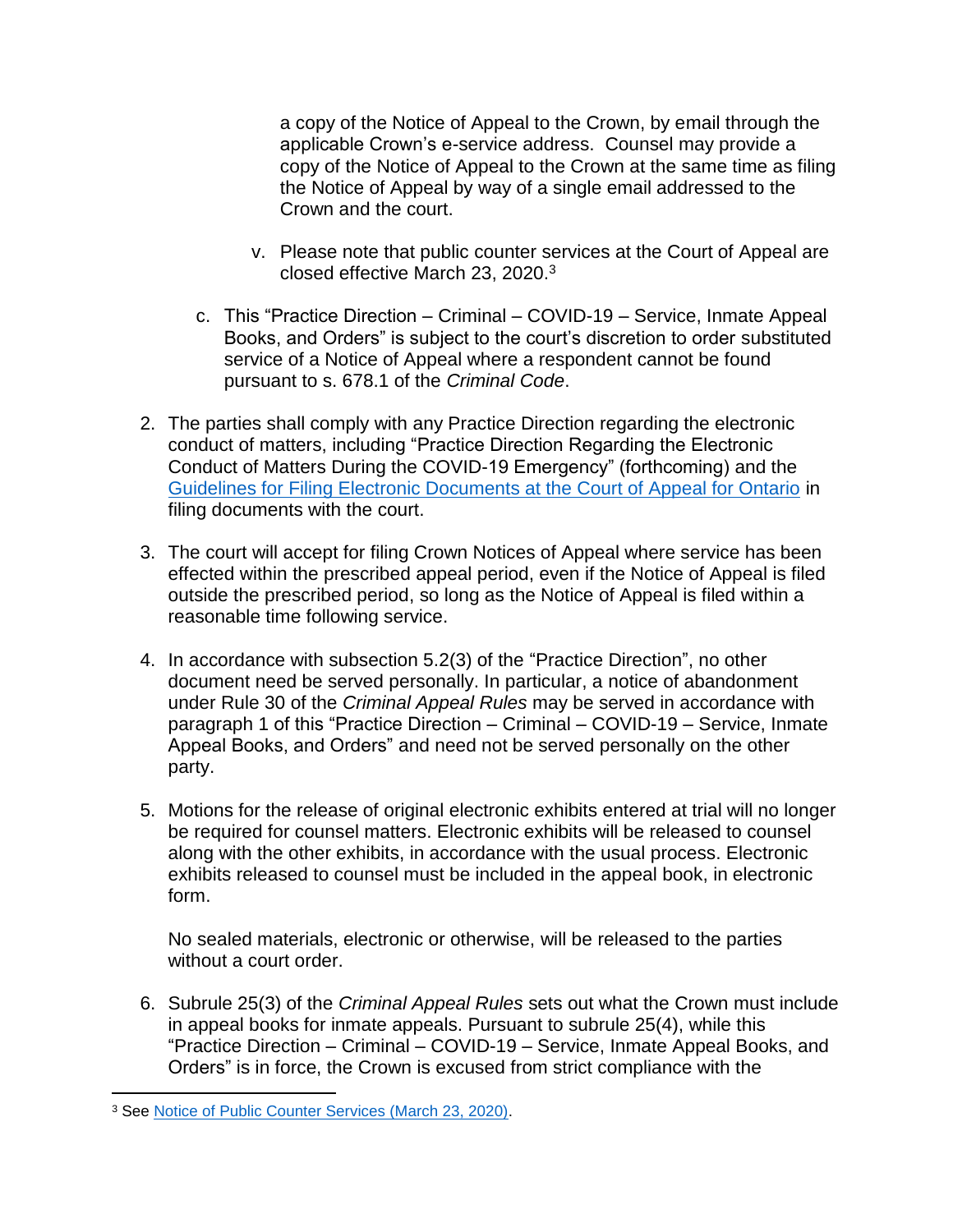a copy of the Notice of Appeal to the Crown, by email through the applicable Crown's e-service address. Counsel may provide a copy of the Notice of Appeal to the Crown at the same time as filing the Notice of Appeal by way of a single email addressed to the Crown and the court.

   v. Please note that public counter services at the Court of Appeal are closed effective March 23, 2020.[3]

   c. This "Practice Direction – Criminal – COVID-19 – Service, Inmate Appeal Books, and Orders" is subject to the court's discretion to order substituted service of a Notice of Appeal where a respondent cannot be found pursuant to s. 678.1 of the *Criminal Code*.

2. The parties shall comply with any Practice Direction regarding the electronic conduct of matters, including "Practice Direction Regarding the Electronic Conduct of Matters During the COVID-19 Emergency" (forthcoming) and the Guidelines for Filing Electronic Documents at the Court of Appeal for Ontario in filing documents with the court.

3. The court will accept for filing Crown Notices of Appeal where service has been effected within the prescribed appeal period, even if the Notice of Appeal is filed outside the prescribed period, so long as the Notice of Appeal is filed within a reasonable time following service.

4. In accordance with subsection 5.2(3) of the "Practice Direction", no other document need be served personally. In particular, a notice of abandonment under Rule 30 of the *Criminal Appeal Rules* may be served in accordance with paragraph 1 of this "Practice Direction – Criminal – COVID-19 – Service, Inmate Appeal Books, and Orders" and need not be served personally on the other party.

5. Motions for the release of original electronic exhibits entered at trial will no longer be required for counsel matters. Electronic exhibits will be released to counsel along with the other exhibits, in accordance with the usual process. Electronic exhibits released to counsel must be included in the appeal book, in electronic form.

   No sealed materials, electronic or otherwise, will be released to the parties without a court order.

6. Subrule 25(3) of the *Criminal Appeal Rules* sets out what the Crown must include in appeal books for inmate appeals. Pursuant to subrule 25(4), while this "Practice Direction – Criminal – COVID-19 – Service, Inmate Appeal Books, and Orders" is in force, the Crown is excused from strict compliance with the

---

[3] See Notice of Public Counter Services (March 23, 2020).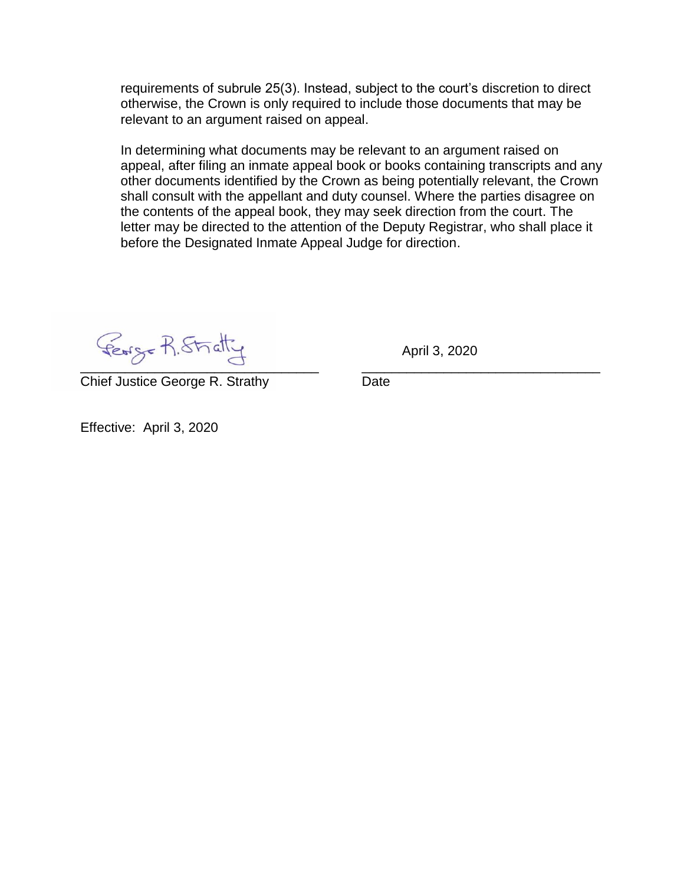requirements of subrule 25(3). Instead, subject to the court's discretion to direct otherwise, the Crown is only required to include those documents that may be relevant to an argument raised on appeal.

In determining what documents may be relevant to an argument raised on appeal, after filing an inmate appeal book or books containing transcripts and any other documents identified by the Crown as being potentially relevant, the Crown shall consult with the appellant and duty counsel. Where the parties disagree on the contents of the appeal book, they may seek direction from the court. The letter may be directed to the attention of the Deputy Registrar, who shall place it before the Designated Inmate Appeal Judge for direction.

George R. Strathy
_________________________________
Chief Justice George R. Strathy

April 3, 2020
_________________________________
Date

Effective: April 3, 2020